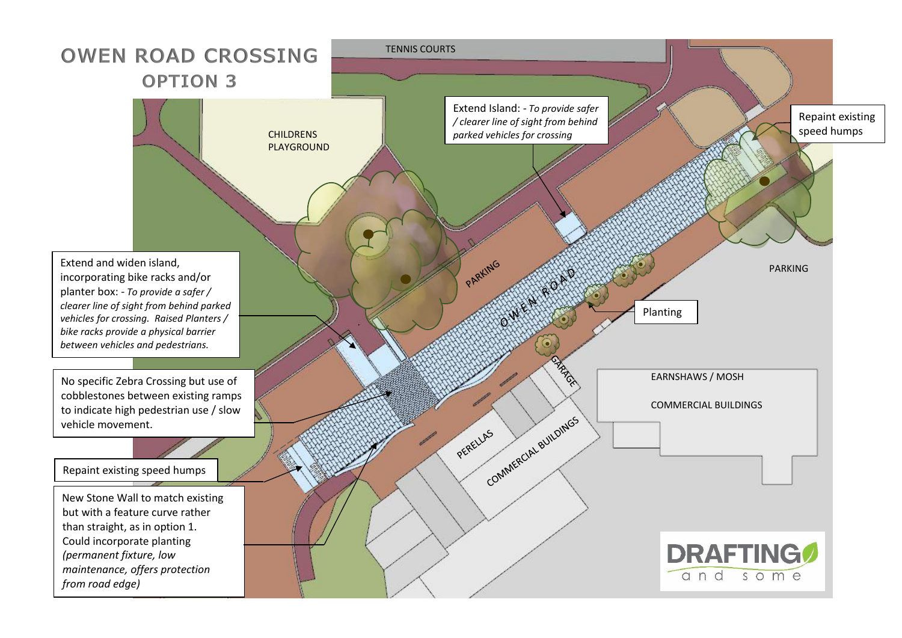# OWEN ROAD CROSSING

## OPTION 3

TENNIS COURTS

CHILDRENS PLAYGROUND

Extend Island: - *To provide safer / clearer line of sight from behind parked vehicles for crossing*

Repaint existing speed humps

PARKING

OWEN ROAD

PARKING

Extend and widen island, incorporating bike racks and/or planter box: - *To provide a safer / clearer line of sight from behind parked vehicles for crossing. Raised Planters / bike racks provide a physical barrier between vehicles and pedestrians.*

Planting

No specific Zebra Crossing but use of cobblestones between existing ramps to indicate high pedestrian use / slow vehicle movement.

GARAGE

EARNSHAWS / MOSH

COMMERCIAL BUILDINGS

PERELLAS

COMMERCIAL BUILDINGS

Repaint existing speed humps

New Stone Wall to match existing but with a feature curve rather than straight, as in option 1. Could incorporate planting *(permanent fixture, low maintenance, offers protection from road edge)*

DRAFTING and some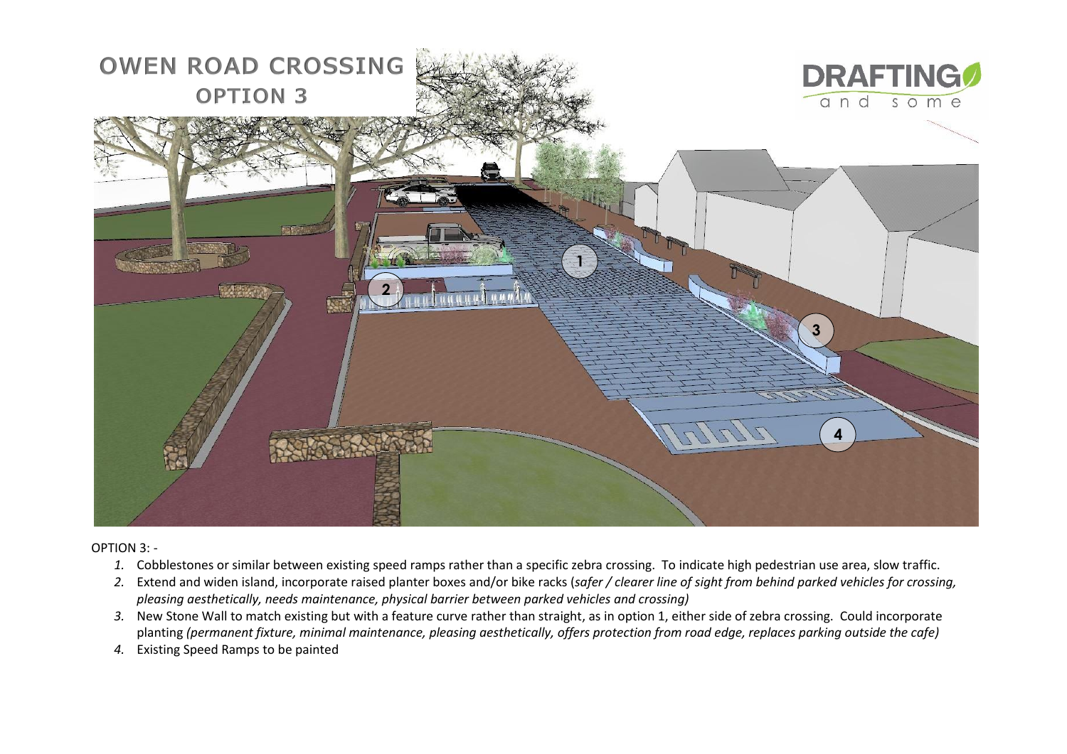# OWEN ROAD CROSSING

## OPTION 3

DRAFTING and some

1

2

3

4

OPTION 3: -

1. Cobblestones or similar between existing speed ramps rather than a specific zebra crossing. To indicate high pedestrian use area, slow traffic.
2. Extend and widen island, incorporate raised planter boxes and/or bike racks (*safer / clearer line of sight from behind parked vehicles for crossing, pleasing aesthetically, needs maintenance, physical barrier between parked vehicles and crossing)*
3. New Stone Wall to match existing but with a feature curve rather than straight, as in option 1, either side of zebra crossing. Could incorporate planting *(permanent fixture, minimal maintenance, pleasing aesthetically, offers protection from road edge, replaces parking outside the cafe)*
4. Existing Speed Ramps to be painted